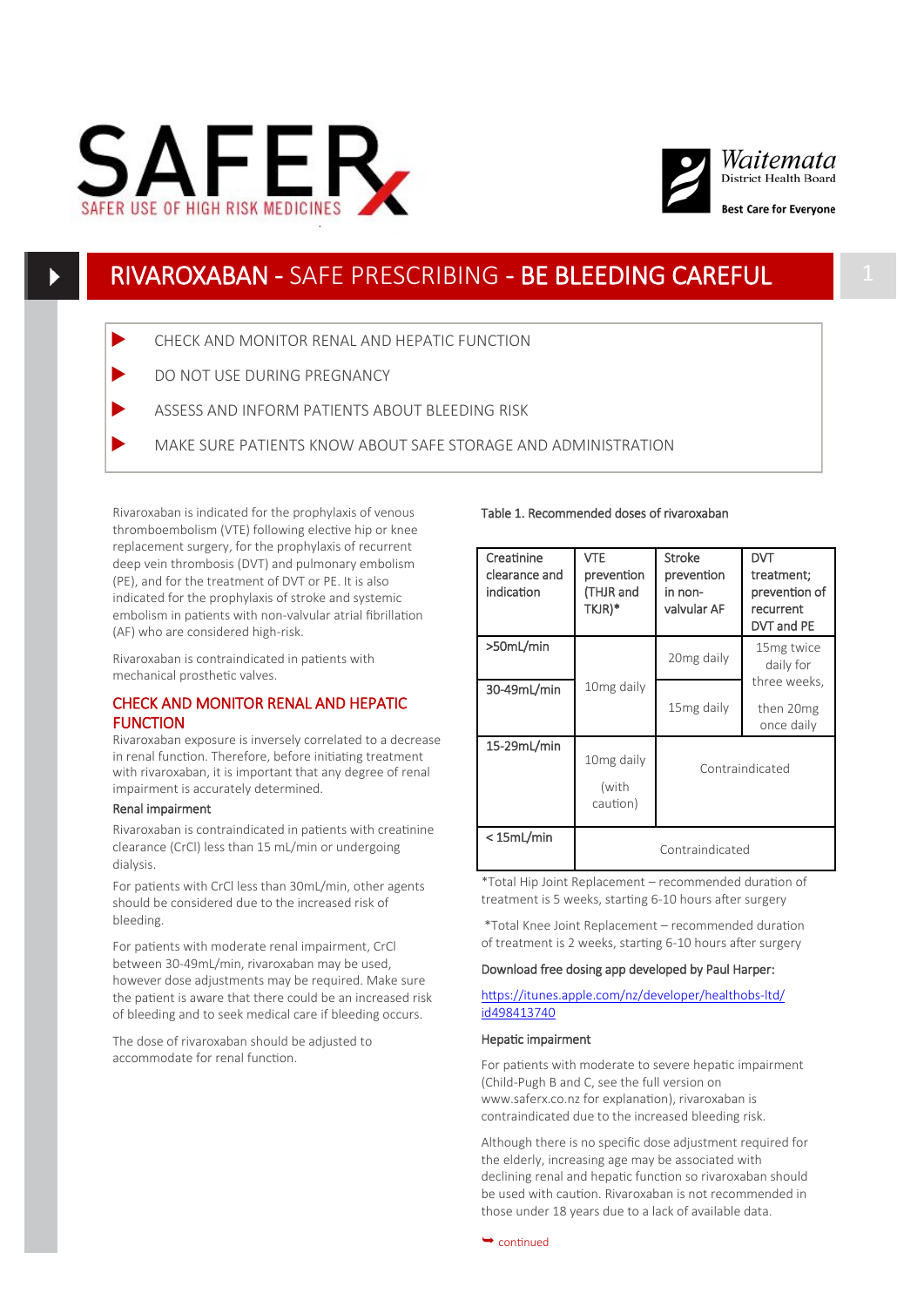# SAFER

SAFER USE OF HIGH RISK MEDICINES

Waitemata District Health Board

Best Care for Everyone

## RIVAROXABAN - SAFE PRESCRIBING - BE BLEEDING CAREFUL

- CHECK AND MONITOR RENAL AND HEPATIC FUNCTION
- DO NOT USE DURING PREGNANCY
- ASSESS AND INFORM PATIENTS ABOUT BLEEDING RISK
- MAKE SURE PATIENTS KNOW ABOUT SAFE STORAGE AND ADMINISTRATION

Rivaroxaban is indicated for the prophylaxis of venous thromboembolism (VTE) following elective hip or knee replacement surgery, for the prophylaxis of recurrent deep vein thrombosis (DVT) and pulmonary embolism (PE), and for the treatment of DVT or PE. It is also indicated for the prophylaxis of stroke and systemic embolism in patients with non-valvular atrial fibrillation (AF) who are considered high-risk.

Rivaroxaban is contraindicated in patients with mechanical prosthetic valves.

### CHECK AND MONITOR RENAL AND HEPATIC FUNCTION

Rivaroxaban exposure is inversely correlated to a decrease in renal function. Therefore, before initiating treatment with rivaroxaban, it is important that any degree of renal impairment is accurately determined.

#### Renal impairment

Rivaroxaban is contraindicated in patients with creatinine clearance (CrCl) less than 15 mL/min or undergoing dialysis.

For patients with CrCl less than 30mL/min, other agents should be considered due to the increased risk of bleeding.

For patients with moderate renal impairment, CrCl between 30-49mL/min, rivaroxaban may be used, however dose adjustments may be required. Make sure the patient is aware that there could be an increased risk of bleeding and to seek medical care if bleeding occurs.

The dose of rivaroxaban should be adjusted to accommodate for renal function.

Table 1. Recommended doses of rivaroxaban

| Creatinine clearance and indication | VTE prevention (THJR and TKJR)* | Stroke prevention in non-valvular AF | DVT treatment; prevention of recurrent DVT and PE |
|---|---|---|---|
| >50mL/min | 10mg daily | 20mg daily | 15mg twice daily for three weeks, then 20mg once daily |
| 30-49mL/min | 10mg daily | 15mg daily | 15mg twice daily for three weeks, then 20mg once daily |
| 15-29mL/min | 10mg daily (with caution) | Contraindicated | Contraindicated |
| < 15mL/min | Contraindicated | Contraindicated | Contraindicated |

*Total Hip Joint Replacement – recommended duration of treatment is 5 weeks, starting 6-10 hours after surgery

*Total Knee Joint Replacement – recommended duration of treatment is 2 weeks, starting 6-10 hours after surgery

Download free dosing app developed by Paul Harper:

https://itunes.apple.com/nz/developer/healthobs-ltd/id498413740

#### Hepatic impairment

For patients with moderate to severe hepatic impairment (Child-Pugh B and C, see the full version on www.saferx.co.nz for explanation), rivaroxaban is contraindicated due to the increased bleeding risk.

Although there is no specific dose adjustment required for the elderly, increasing age may be associated with declining renal and hepatic function so rivaroxaban should be used with caution. Rivaroxaban is not recommended in those under 18 years due to a lack of available data.

continued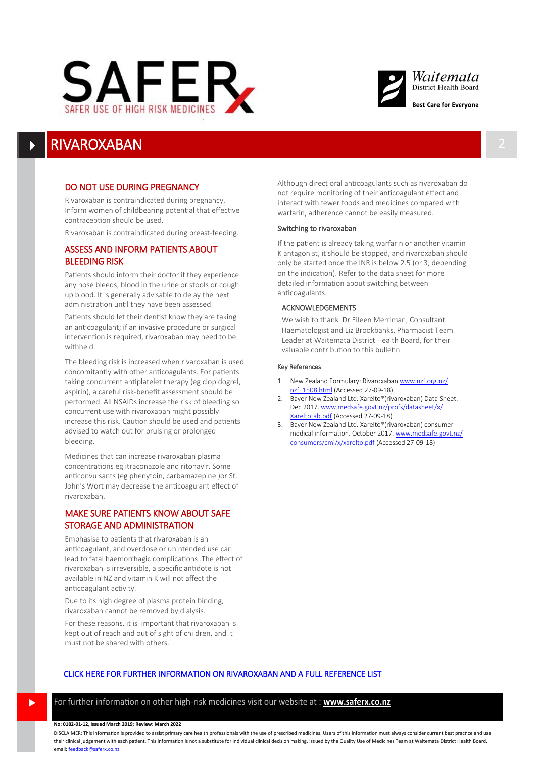# RIVAROXABAN

## DO NOT USE DURING PREGNANCY

Rivaroxaban is contraindicated during pregnancy. Inform women of childbearing potential that effective contraception should be used.

Rivaroxaban is contraindicated during breast-feeding.

## ASSESS AND INFORM PATIENTS ABOUT BLEEDING RISK

Patients should inform their doctor if they experience any nose bleeds, blood in the urine or stools or cough up blood. It is generally advisable to delay the next administration until they have been assessed.

Patients should let their dentist know they are taking an anticoagulant; if an invasive procedure or surgical intervention is required, rivaroxaban may need to be withheld.

The bleeding risk is increased when rivaroxaban is used concomitantly with other anticoagulants. For patients taking concurrent antiplatelet therapy (eg clopidogrel, aspirin), a careful risk-benefit assessment should be performed. All NSAIDs increase the risk of bleeding so concurrent use with rivaroxaban might possibly increase this risk. Caution should be used and patients advised to watch out for bruising or prolonged bleeding.

Medicines that can increase rivaroxaban plasma concentrations eg itraconazole and ritonavir. Some anticonvulsants (eg phenytoin, carbamazepine )or St. John's Wort may decrease the anticoagulant effect of rivaroxaban.

## MAKE SURE PATIENTS KNOW ABOUT SAFE STORAGE AND ADMINISTRATION

Emphasise to patients that rivaroxaban is an anticoagulant, and overdose or unintended use can lead to fatal haemorrhagic complications .The effect of rivaroxaban is irreversible, a specific antidote is not available in NZ and vitamin K will not affect the anticoagulant activity.

Due to its high degree of plasma protein binding, rivaroxaban cannot be removed by dialysis.

For these reasons, it is important that rivaroxaban is kept out of reach and out of sight of children, and it must not be shared with others.

Although direct oral anticoagulants such as rivaroxaban do not require monitoring of their anticoagulant effect and interact with fewer foods and medicines compared with warfarin, adherence cannot be easily measured.

### Switching to rivaroxaban

If the patient is already taking warfarin or another vitamin K antagonist, it should be stopped, and rivaroxaban should only be started once the INR is below 2.5 (or 3, depending on the indication). Refer to the data sheet for more detailed information about switching between anticoagulants.

### ACKNOWLEDGEMENTS

We wish to thank Dr Eileen Merriman, Consultant Haematologist and Liz Brookbanks, Pharmacist Team Leader at Waitemata District Health Board, for their valuable contribution to this bulletin.

### Key References

1. New Zealand Formulary; Rivaroxaban www.nzf.org.nz/nzf_1508.html (Accessed 27-09-18)
2. Bayer New Zealand Ltd. Xarelto®(rivaroxaban) Data Sheet. Dec 2017. www.medsafe.govt.nz/profs/datasheet/x/Xareltotab.pdf (Accessed 27-09-18)
3. Bayer New Zealand Ltd. Xarelto®(rivaroxaban) consumer medical information. October 2017. www.medsafe.govt.nz/consumers/cmi/x/xarelto.pdf (Accessed 27-09-18)

CLICK HERE FOR FURTHER INFORMATION ON RIVAROXABAN AND A FULL REFERENCE LIST

For further information on other high-risk medicines visit our website at : **www.saferx.co.nz**

**No: 0182-01-12, Issued March 2019; Review: March 2022**

DISCLAIMER: This information is provided to assist primary care health professionals with the use of prescribed medicines. Users of this information must always consider current best practice and use their clinical judgement with each patient. This information is not a substitute for individual clinical decision making. Issued by the Quality Use of Medicines Team at Waitemata District Health Board, email: feedback@saferx.co.nz